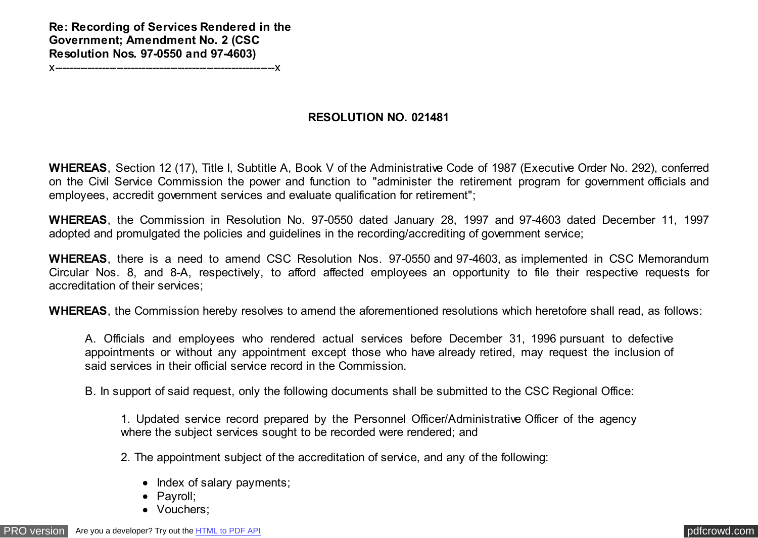**Re: Recording of Services Rendered in the Government; Amendment No. 2 (CSC Resolution Nos. 97-0550 and 97-4603)**
x------------------------------------------------------------x

## RESOLUTION NO. 021481

**WHEREAS**, Section 12 (17), Title I, Subtitle A, Book V of the Administrative Code of 1987 (Executive Order No. 292), conferred on the Civil Service Commission the power and function to "administer the retirement program for government officials and employees, accredit government services and evaluate qualification for retirement";

**WHEREAS**, the Commission in Resolution No. 97-0550 dated January 28, 1997 and 97-4603 dated December 11, 1997 adopted and promulgated the policies and guidelines in the recording/accrediting of government service;

**WHEREAS**, there is a need to amend CSC Resolution Nos. 97-0550 and 97-4603, as implemented in CSC Memorandum Circular Nos. 8, and 8-A, respectively, to afford affected employees an opportunity to file their respective requests for accreditation of their services;

**WHEREAS**, the Commission hereby resolves to amend the aforementioned resolutions which heretofore shall read, as follows:

A. Officials and employees who rendered actual services before December 31, 1996 pursuant to defective appointments or without any appointment except those who have already retired, may request the inclusion of said services in their official service record in the Commission.

B. In support of said request, only the following documents shall be submitted to the CSC Regional Office:

1. Updated service record prepared by the Personnel Officer/Administrative Officer of the agency where the subject services sought to be recorded were rendered; and

2. The appointment subject of the accreditation of service, and any of the following:

- Index of salary payments;
- Payroll;
- Vouchers;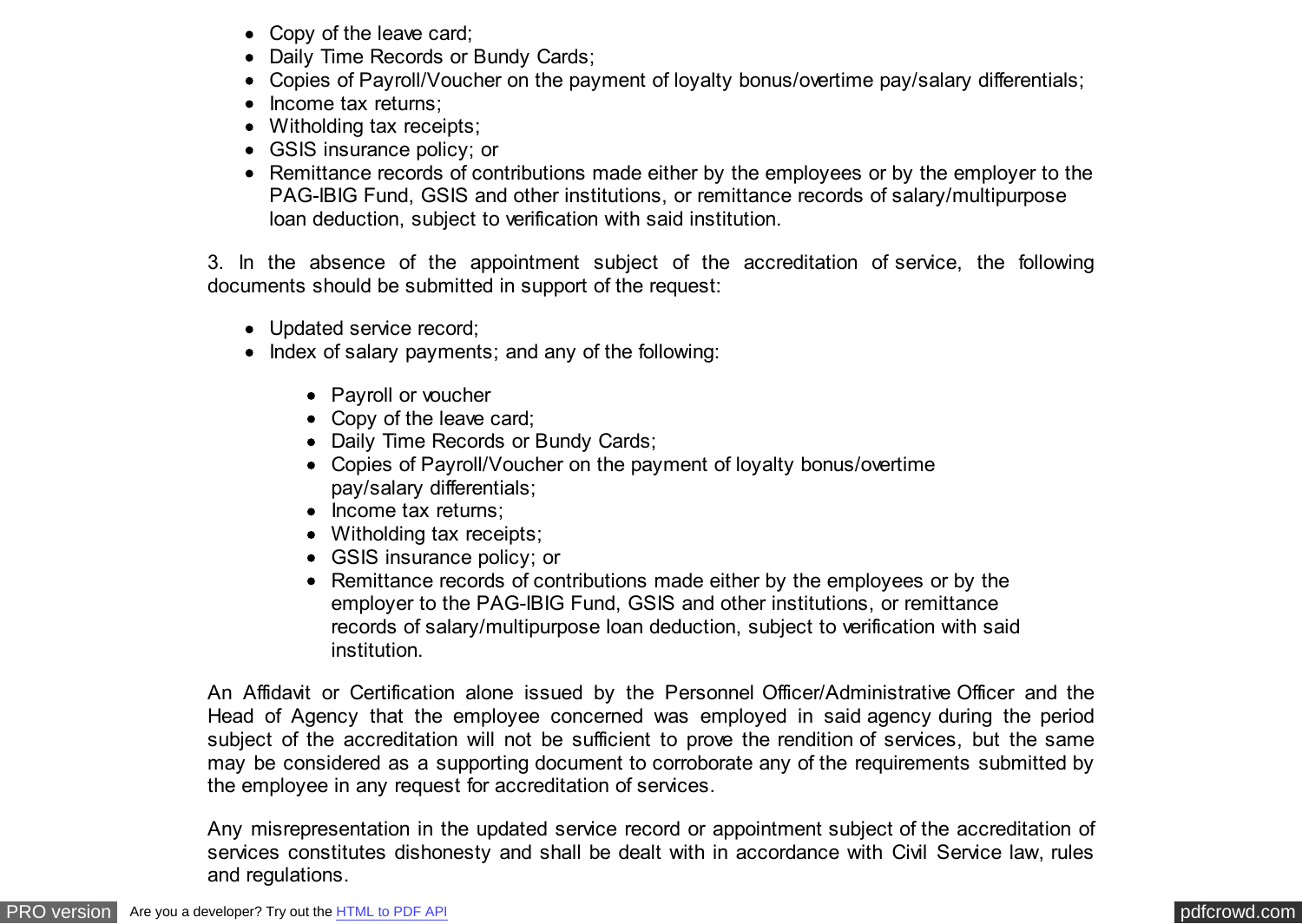- Copy of the leave card;
- Daily Time Records or Bundy Cards;
- Copies of Payroll/Voucher on the payment of loyalty bonus/overtime pay/salary differentials;
- Income tax returns;
- Witholding tax receipts;
- GSIS insurance policy; or
- Remittance records of contributions made either by the employees or by the employer to the PAG-IBIG Fund, GSIS and other institutions, or remittance records of salary/multipurpose loan deduction, subject to verification with said institution.

3. In the absence of the appointment subject of the accreditation of service, the following documents should be submitted in support of the request:

- Updated service record;
- Index of salary payments; and any of the following:
  - Payroll or voucher
  - Copy of the leave card;
  - Daily Time Records or Bundy Cards;
  - Copies of Payroll/Voucher on the payment of loyalty bonus/overtime pay/salary differentials;
  - Income tax returns;
  - Witholding tax receipts;
  - GSIS insurance policy; or
  - Remittance records of contributions made either by the employees or by the employer to the PAG-IBIG Fund, GSIS and other institutions, or remittance records of salary/multipurpose loan deduction, subject to verification with said institution.

An Affidavit or Certification alone issued by the Personnel Officer/Administrative Officer and the Head of Agency that the employee concerned was employed in said agency during the period subject of the accreditation will not be sufficient to prove the rendition of services, but the same may be considered as a supporting document to corroborate any of the requirements submitted by the employee in any request for accreditation of services.

Any misrepresentation in the updated service record or appointment subject of the accreditation of services constitutes dishonesty and shall be dealt with in accordance with Civil Service law, rules and regulations.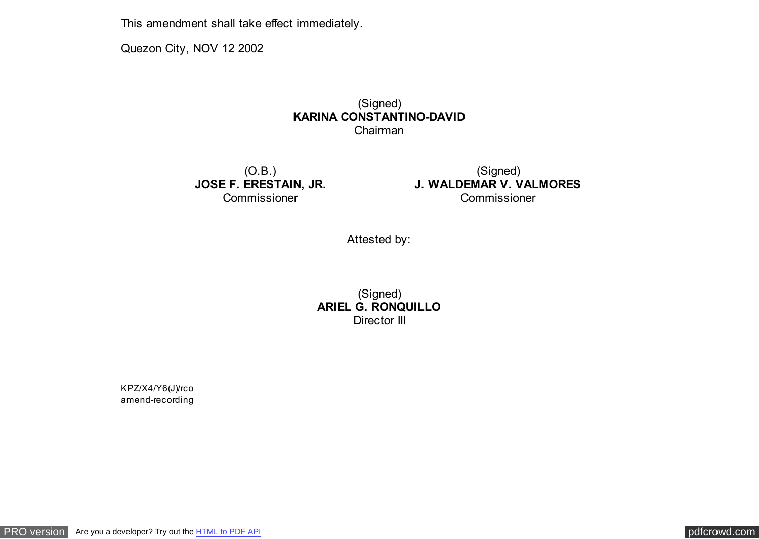This amendment shall take effect immediately.

Quezon City, NOV 12 2002

(Signed)
**KARINA CONSTANTINO-DAVID**
Chairman

(O.B.)
**JOSE F. ERESTAIN, JR.**
Commissioner

(Signed)
**J. WALDEMAR V. VALMORES**
Commissioner

Attested by:

(Signed)
**ARIEL G. RONQUILLO**
Director III

KPZ/X4/Y6(J)/rco
amend-recording